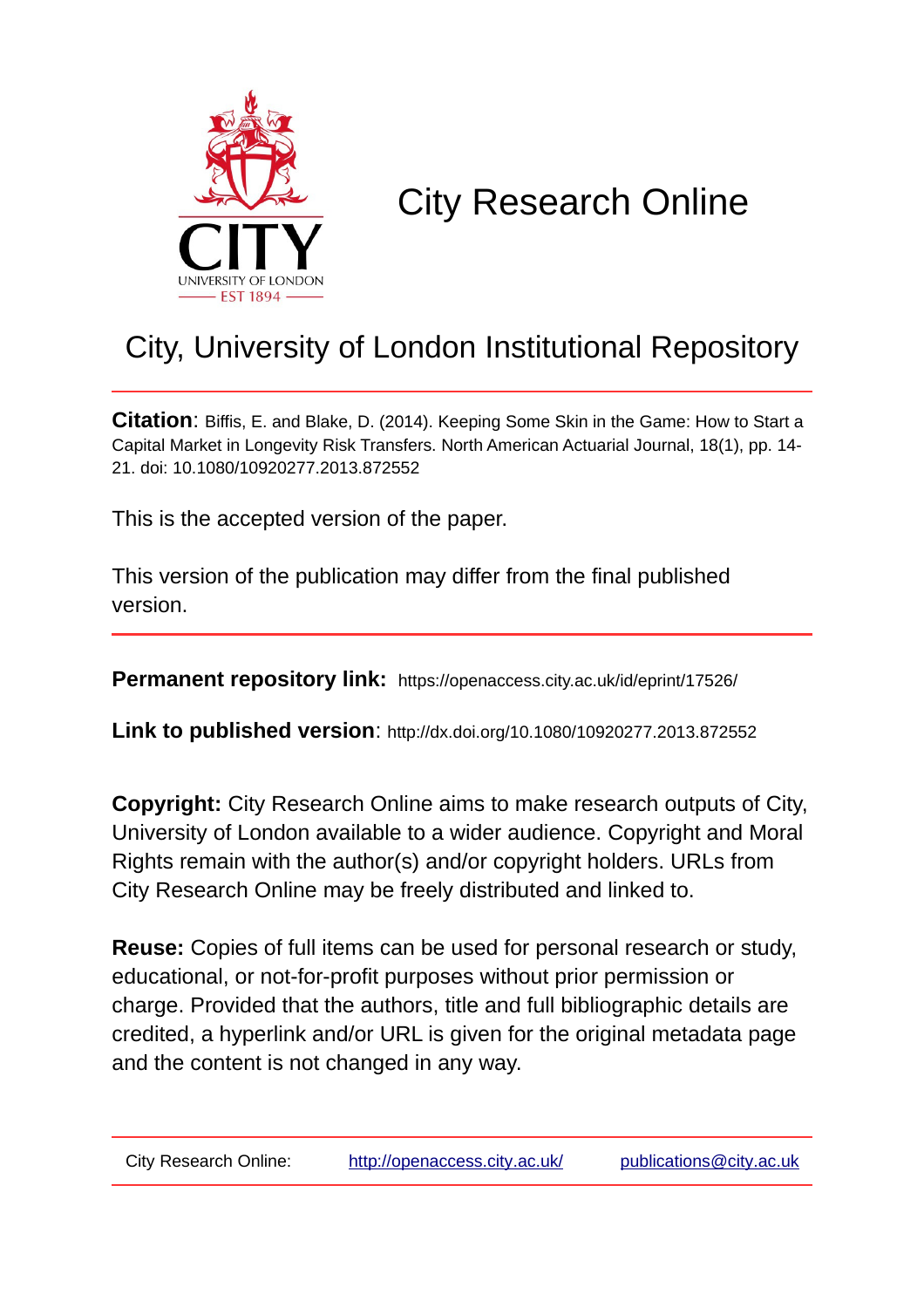# City Research Online

## City, University of London Institutional Repository

**Citation**: Biffis, E. and Blake, D. (2014). Keeping Some Skin in the Game: How to Start a Capital Market in Longevity Risk Transfers. North American Actuarial Journal, 18(1), pp. 14-21. doi: 10.1080/10920277.2013.872552

This is the accepted version of the paper.

This version of the publication may differ from the final published version.

**Permanent repository link:** https://openaccess.city.ac.uk/id/eprint/17526/

**Link to published version**: http://dx.doi.org/10.1080/10920277.2013.872552

**Copyright:** City Research Online aims to make research outputs of City, University of London available to a wider audience. Copyright and Moral Rights remain with the author(s) and/or copyright holders. URLs from City Research Online may be freely distributed and linked to.

**Reuse:** Copies of full items can be used for personal research or study, educational, or not-for-profit purposes without prior permission or charge. Provided that the authors, title and full bibliographic details are credited, a hyperlink and/or URL is given for the original metadata page and the content is not changed in any way.

City Research Online: http://openaccess.city.ac.uk/ publications@city.ac.uk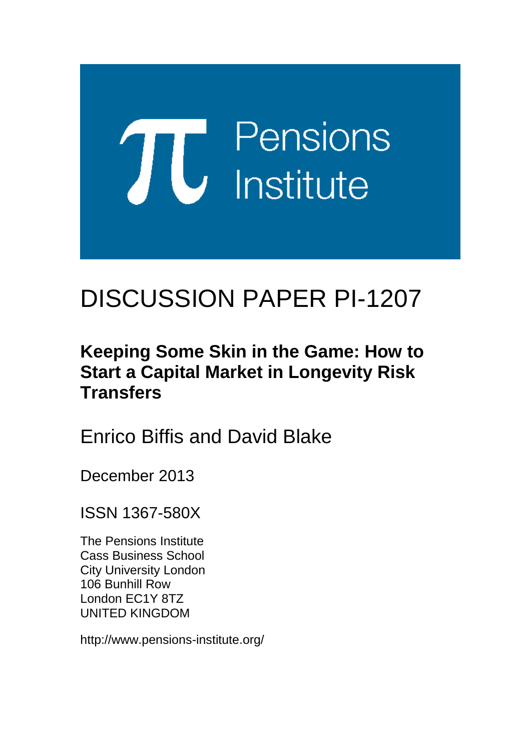Pensions Institute

# DISCUSSION PAPER PI-1207

## Keeping Some Skin in the Game: How to Start a Capital Market in Longevity Risk Transfers

Enrico Biffis and David Blake

December 2013

ISSN 1367-580X

The Pensions Institute
Cass Business School
City University London
106 Bunhill Row
London EC1Y 8TZ
UNITED KINGDOM

http://www.pensions-institute.org/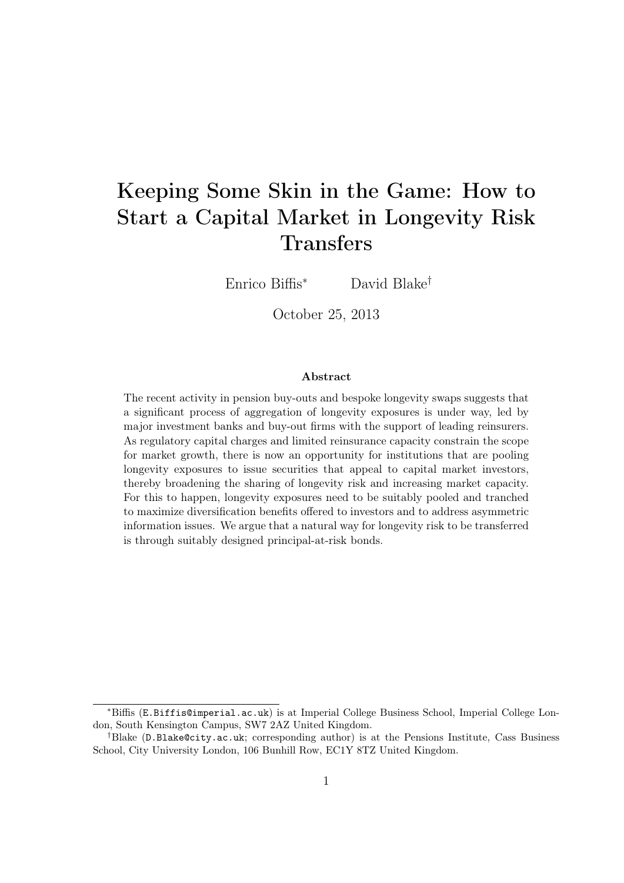# Keeping Some Skin in the Game: How to Start a Capital Market in Longevity Risk Transfers

Enrico Biffis[*] David Blake[†]

October 25, 2013

### Abstract

The recent activity in pension buy-outs and bespoke longevity swaps suggests that a significant process of aggregation of longevity exposures is under way, led by major investment banks and buy-out firms with the support of leading reinsurers. As regulatory capital charges and limited reinsurance capacity constrain the scope for market growth, there is now an opportunity for institutions that are pooling longevity exposures to issue securities that appeal to capital market investors, thereby broadening the sharing of longevity risk and increasing market capacity. For this to happen, longevity exposures need to be suitably pooled and tranched to maximize diversification benefits offered to investors and to address asymmetric information issues. We argue that a natural way for longevity risk to be transferred is through suitably designed principal-at-risk bonds.

---

[*] Biffis (E.Biffis@imperial.ac.uk) is at Imperial College Business School, Imperial College London, South Kensington Campus, SW7 2AZ United Kingdom.

[†] Blake (D.Blake@city.ac.uk; corresponding author) is at the Pensions Institute, Cass Business School, City University London, 106 Bunhill Row, EC1Y 8TZ United Kingdom.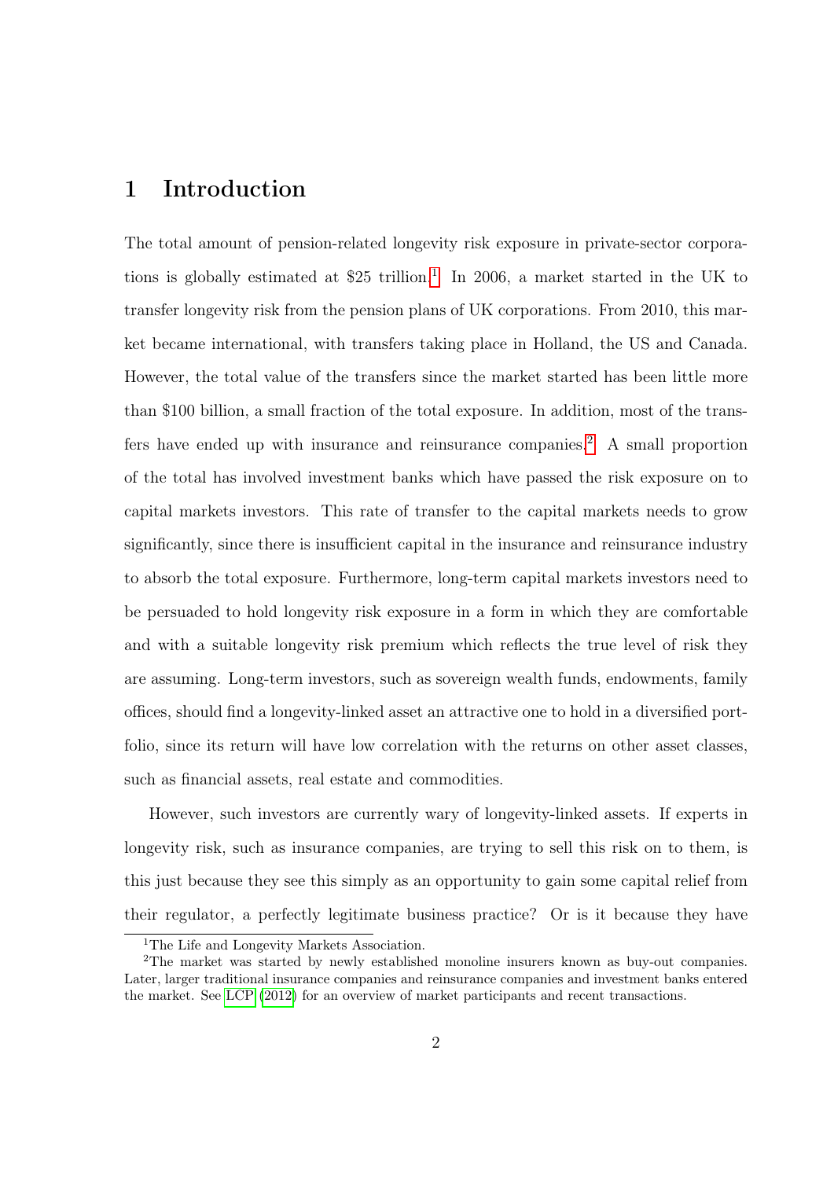# 1 Introduction

The total amount of pension-related longevity risk exposure in private-sector corporations is globally estimated at $25 trillion.[1] In 2006, a market started in the UK to transfer longevity risk from the pension plans of UK corporations. From 2010, this market became international, with transfers taking place in Holland, the US and Canada. However, the total value of the transfers since the market started has been little more than $100 billion, a small fraction of the total exposure. In addition, most of the transfers have ended up with insurance and reinsurance companies.[2] A small proportion of the total has involved investment banks which have passed the risk exposure on to capital markets investors. This rate of transfer to the capital markets needs to grow significantly, since there is insufficient capital in the insurance and reinsurance industry to absorb the total exposure. Furthermore, long-term capital markets investors need to be persuaded to hold longevity risk exposure in a form in which they are comfortable and with a suitable longevity risk premium which reflects the true level of risk they are assuming. Long-term investors, such as sovereign wealth funds, endowments, family offices, should find a longevity-linked asset an attractive one to hold in a diversified portfolio, since its return will have low correlation with the returns on other asset classes, such as financial assets, real estate and commodities.

However, such investors are currently wary of longevity-linked assets. If experts in longevity risk, such as insurance companies, are trying to sell this risk on to them, is this just because they see this simply as an opportunity to gain some capital relief from their regulator, a perfectly legitimate business practice? Or is it because they have

[1] The Life and Longevity Markets Association.

[2] The market was started by newly established monoline insurers known as buy-out companies. Later, larger traditional insurance companies and reinsurance companies and investment banks entered the market. See LCP (2012) for an overview of market participants and recent transactions.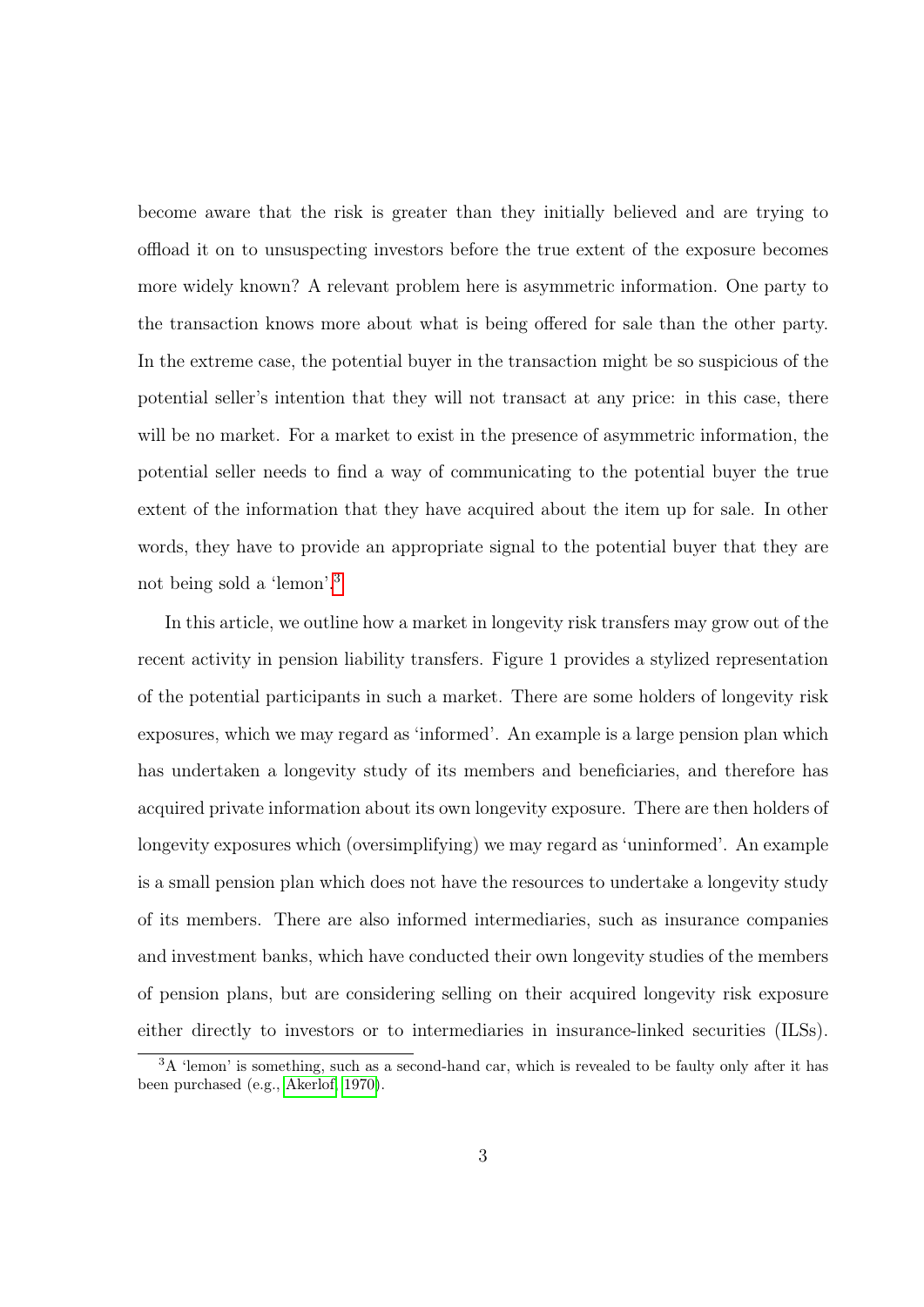become aware that the risk is greater than they initially believed and are trying to offload it on to unsuspecting investors before the true extent of the exposure becomes more widely known? A relevant problem here is asymmetric information. One party to the transaction knows more about what is being offered for sale than the other party. In the extreme case, the potential buyer in the transaction might be so suspicious of the potential seller's intention that they will not transact at any price: in this case, there will be no market. For a market to exist in the presence of asymmetric information, the potential seller needs to find a way of communicating to the potential buyer the true extent of the information that they have acquired about the item up for sale. In other words, they have to provide an appropriate signal to the potential buyer that they are not being sold a 'lemon'.[3]

In this article, we outline how a market in longevity risk transfers may grow out of the recent activity in pension liability transfers. Figure 1 provides a stylized representation of the potential participants in such a market. There are some holders of longevity risk exposures, which we may regard as 'informed'. An example is a large pension plan which has undertaken a longevity study of its members and beneficiaries, and therefore has acquired private information about its own longevity exposure. There are then holders of longevity exposures which (oversimplifying) we may regard as 'uninformed'. An example is a small pension plan which does not have the resources to undertake a longevity study of its members. There are also informed intermediaries, such as insurance companies and investment banks, which have conducted their own longevity studies of the members of pension plans, but are considering selling on their acquired longevity risk exposure either directly to investors or to intermediaries in insurance-linked securities (ILSs).

[3] A 'lemon' is something, such as a second-hand car, which is revealed to be faulty only after it has been purchased (e.g., Akerlof, 1970).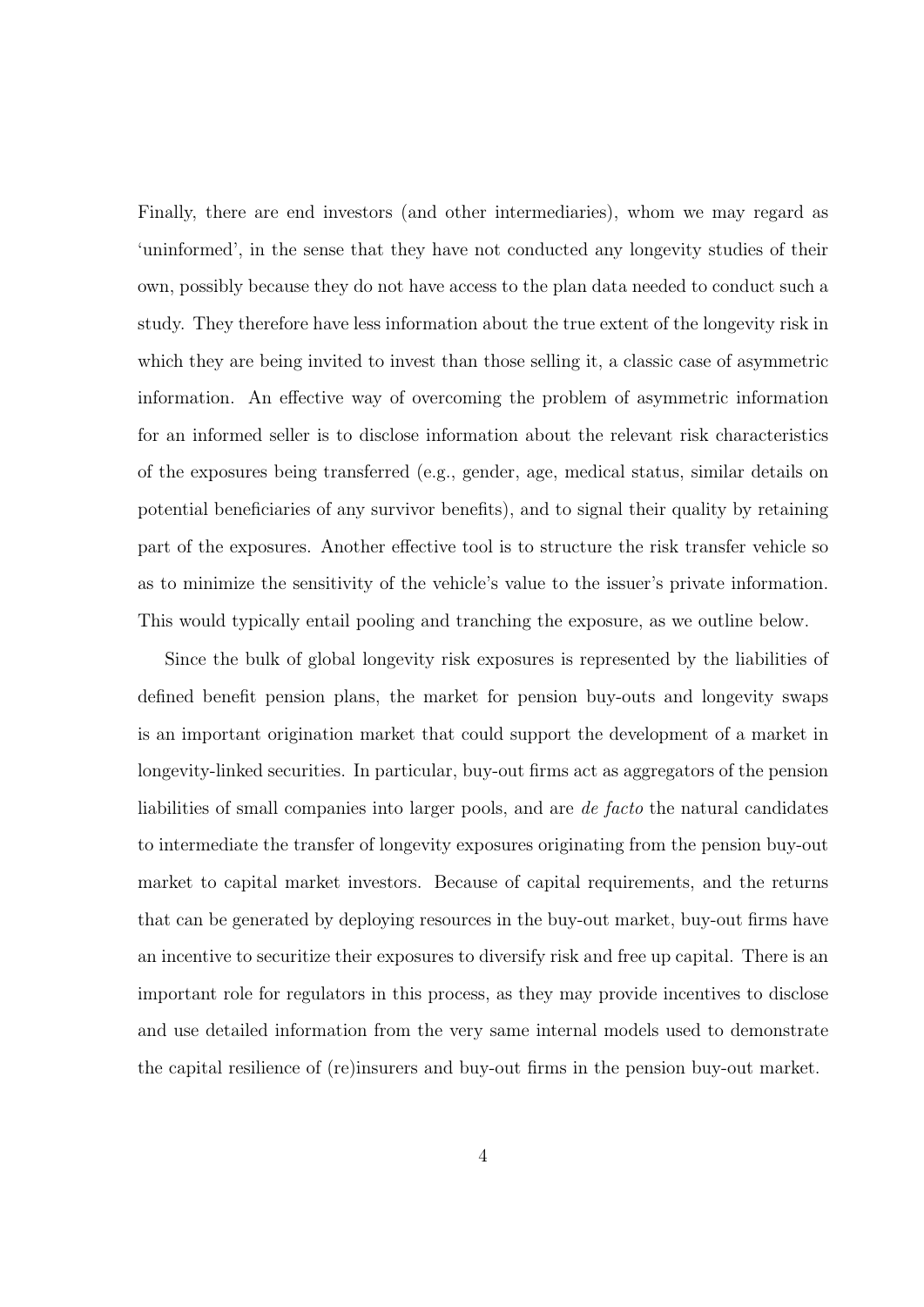Finally, there are end investors (and other intermediaries), whom we may regard as 'uninformed', in the sense that they have not conducted any longevity studies of their own, possibly because they do not have access to the plan data needed to conduct such a study. They therefore have less information about the true extent of the longevity risk in which they are being invited to invest than those selling it, a classic case of asymmetric information. An effective way of overcoming the problem of asymmetric information for an informed seller is to disclose information about the relevant risk characteristics of the exposures being transferred (e.g., gender, age, medical status, similar details on potential beneficiaries of any survivor benefits), and to signal their quality by retaining part of the exposures. Another effective tool is to structure the risk transfer vehicle so as to minimize the sensitivity of the vehicle's value to the issuer's private information. This would typically entail pooling and tranching the exposure, as we outline below.

Since the bulk of global longevity risk exposures is represented by the liabilities of defined benefit pension plans, the market for pension buy-outs and longevity swaps is an important origination market that could support the development of a market in longevity-linked securities. In particular, buy-out firms act as aggregators of the pension liabilities of small companies into larger pools, and are *de facto* the natural candidates to intermediate the transfer of longevity exposures originating from the pension buy-out market to capital market investors. Because of capital requirements, and the returns that can be generated by deploying resources in the buy-out market, buy-out firms have an incentive to securitize their exposures to diversify risk and free up capital. There is an important role for regulators in this process, as they may provide incentives to disclose and use detailed information from the very same internal models used to demonstrate the capital resilience of (re)insurers and buy-out firms in the pension buy-out market.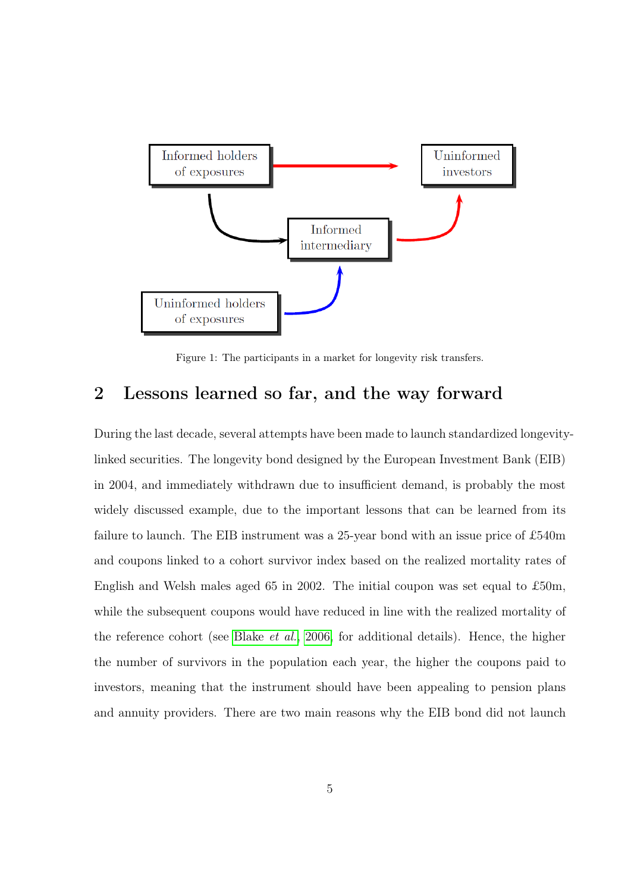Informed holders of exposures

Uninformed investors

Informed intermediary

Uninformed holders of exposures

Figure 1: The participants in a market for longevity risk transfers.

## 2 Lessons learned so far, and the way forward

During the last decade, several attempts have been made to launch standardized longevity-linked securities. The longevity bond designed by the European Investment Bank (EIB) in 2004, and immediately withdrawn due to insufficient demand, is probably the most widely discussed example, due to the important lessons that can be learned from its failure to launch. The EIB instrument was a 25-year bond with an issue price of £540m and coupons linked to a cohort survivor index based on the realized mortality rates of English and Welsh males aged 65 in 2002. The initial coupon was set equal to £50m, while the subsequent coupons would have reduced in line with the realized mortality of the reference cohort (see Blake *et al.*, 2006, for additional details). Hence, the higher the number of survivors in the population each year, the higher the coupons paid to investors, meaning that the instrument should have been appealing to pension plans and annuity providers. There are two main reasons why the EIB bond did not launch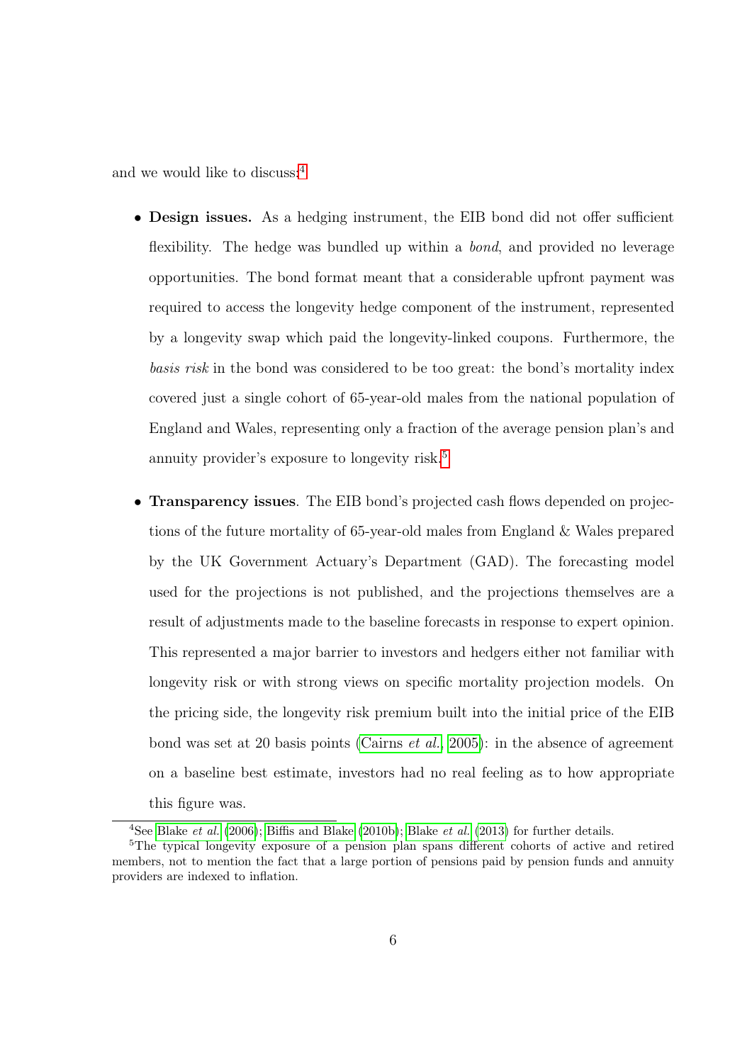and we would like to discuss:[4]

- **Design issues.** As a hedging instrument, the EIB bond did not offer sufficient flexibility. The hedge was bundled up within a *bond*, and provided no leverage opportunities. The bond format meant that a considerable upfront payment was required to access the longevity hedge component of the instrument, represented by a longevity swap which paid the longevity-linked coupons. Furthermore, the *basis risk* in the bond was considered to be too great: the bond's mortality index covered just a single cohort of 65-year-old males from the national population of England and Wales, representing only a fraction of the average pension plan's and annuity provider's exposure to longevity risk.[5]

- **Transparency issues**. The EIB bond's projected cash flows depended on projections of the future mortality of 65-year-old males from England & Wales prepared by the UK Government Actuary's Department (GAD). The forecasting model used for the projections is not published, and the projections themselves are a result of adjustments made to the baseline forecasts in response to expert opinion. This represented a major barrier to investors and hedgers either not familiar with longevity risk or with strong views on specific mortality projection models. On the pricing side, the longevity risk premium built into the initial price of the EIB bond was set at 20 basis points (Cairns *et al.*, 2005): in the absence of agreement on a baseline best estimate, investors had no real feeling as to how appropriate this figure was.

---

[4] See Blake *et al.* (2006); Biffis and Blake (2010b); Blake *et al.* (2013) for further details.

[5] The typical longevity exposure of a pension plan spans different cohorts of active and retired members, not to mention the fact that a large portion of pensions paid by pension funds and annuity providers are indexed to inflation.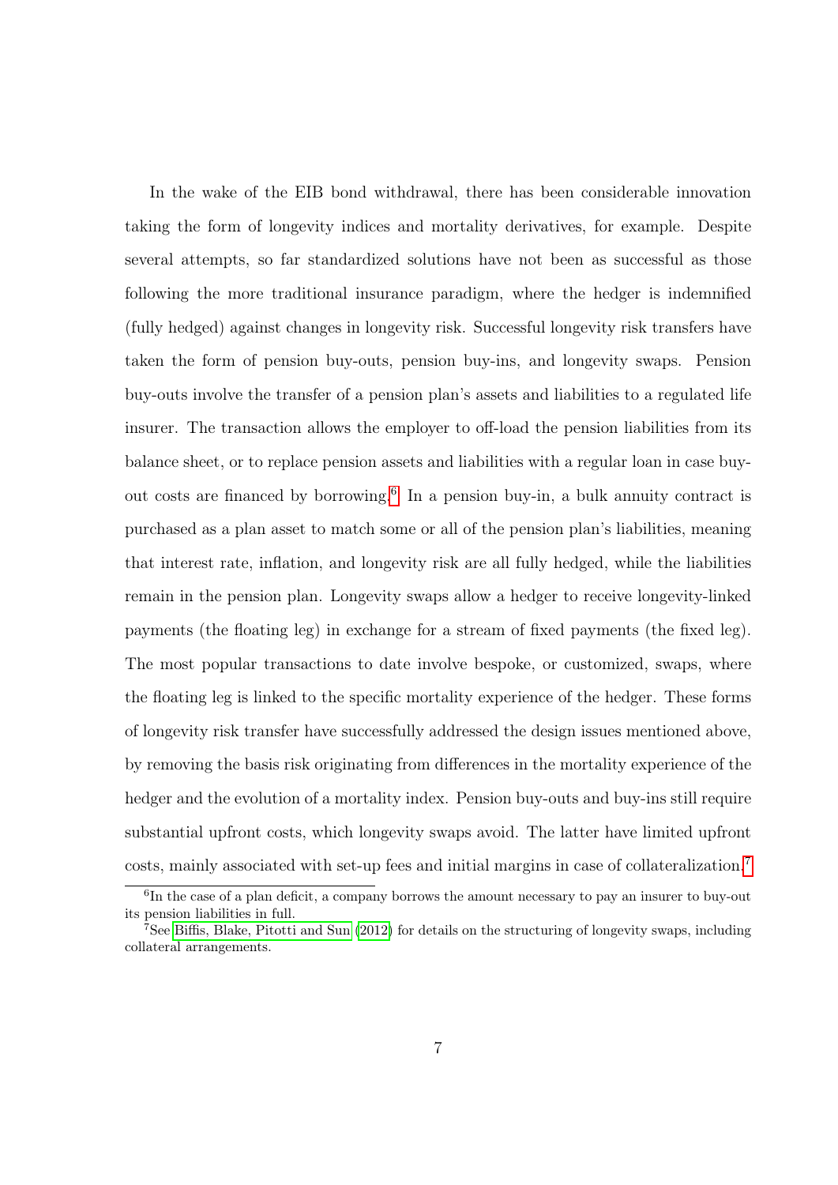In the wake of the EIB bond withdrawal, there has been considerable innovation taking the form of longevity indices and mortality derivatives, for example. Despite several attempts, so far standardized solutions have not been as successful as those following the more traditional insurance paradigm, where the hedger is indemnified (fully hedged) against changes in longevity risk. Successful longevity risk transfers have taken the form of pension buy-outs, pension buy-ins, and longevity swaps. Pension buy-outs involve the transfer of a pension plan's assets and liabilities to a regulated life insurer. The transaction allows the employer to off-load the pension liabilities from its balance sheet, or to replace pension assets and liabilities with a regular loan in case buy-out costs are financed by borrowing.[6] In a pension buy-in, a bulk annuity contract is purchased as a plan asset to match some or all of the pension plan's liabilities, meaning that interest rate, inflation, and longevity risk are all fully hedged, while the liabilities remain in the pension plan. Longevity swaps allow a hedger to receive longevity-linked payments (the floating leg) in exchange for a stream of fixed payments (the fixed leg). The most popular transactions to date involve bespoke, or customized, swaps, where the floating leg is linked to the specific mortality experience of the hedger. These forms of longevity risk transfer have successfully addressed the design issues mentioned above, by removing the basis risk originating from differences in the mortality experience of the hedger and the evolution of a mortality index. Pension buy-outs and buy-ins still require substantial upfront costs, which longevity swaps avoid. The latter have limited upfront costs, mainly associated with set-up fees and initial margins in case of collateralization.[7]

[6] In the case of a plan deficit, a company borrows the amount necessary to pay an insurer to buy-out its pension liabilities in full.

[7] See Biffis, Blake, Pitotti and Sun (2012) for details on the structuring of longevity swaps, including collateral arrangements.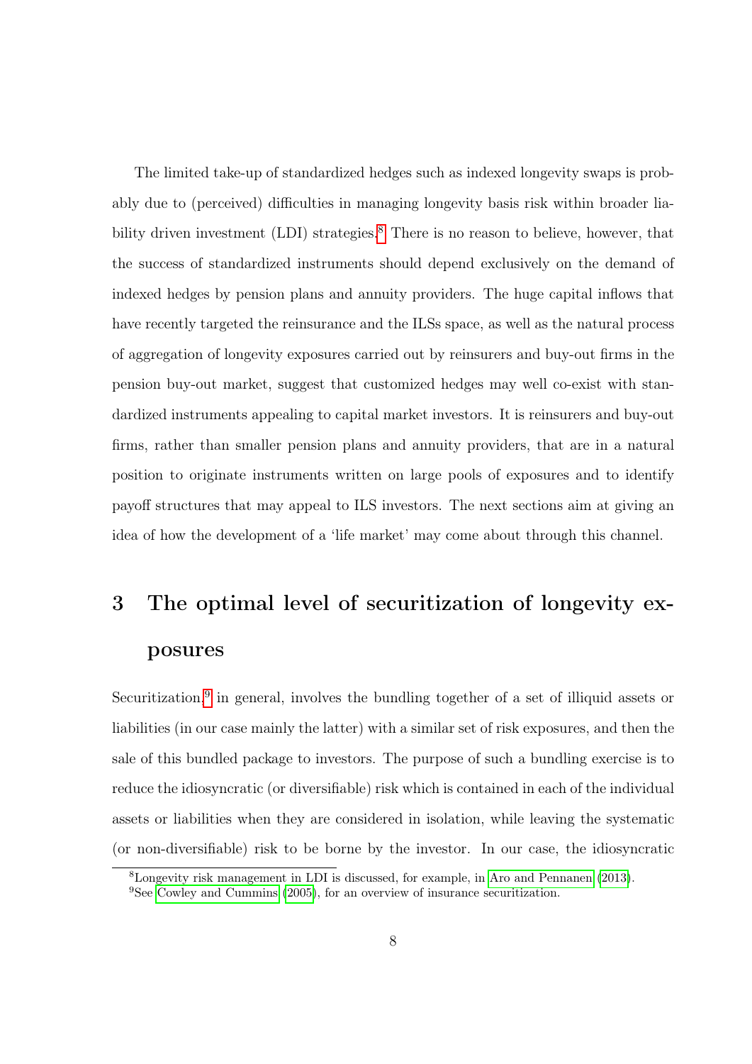The limited take-up of standardized hedges such as indexed longevity swaps is probably due to (perceived) difficulties in managing longevity basis risk within broader liability driven investment (LDI) strategies.[8] There is no reason to believe, however, that the success of standardized instruments should depend exclusively on the demand of indexed hedges by pension plans and annuity providers. The huge capital inflows that have recently targeted the reinsurance and the ILSs space, as well as the natural process of aggregation of longevity exposures carried out by reinsurers and buy-out firms in the pension buy-out market, suggest that customized hedges may well co-exist with standardized instruments appealing to capital market investors. It is reinsurers and buy-out firms, rather than smaller pension plans and annuity providers, that are in a natural position to originate instruments written on large pools of exposures and to identify payoff structures that may appeal to ILS investors. The next sections aim at giving an idea of how the development of a 'life market' may come about through this channel.

# 3 The optimal level of securitization of longevity exposures

Securitization,[9] in general, involves the bundling together of a set of illiquid assets or liabilities (in our case mainly the latter) with a similar set of risk exposures, and then the sale of this bundled package to investors. The purpose of such a bundling exercise is to reduce the idiosyncratic (or diversifiable) risk which is contained in each of the individual assets or liabilities when they are considered in isolation, while leaving the systematic (or non-diversifiable) risk to be borne by the investor. In our case, the idiosyncratic

[8] Longevity risk management in LDI is discussed, for example, in Aro and Pennanen (2013).

[9] See Cowley and Cummins (2005), for an overview of insurance securitization.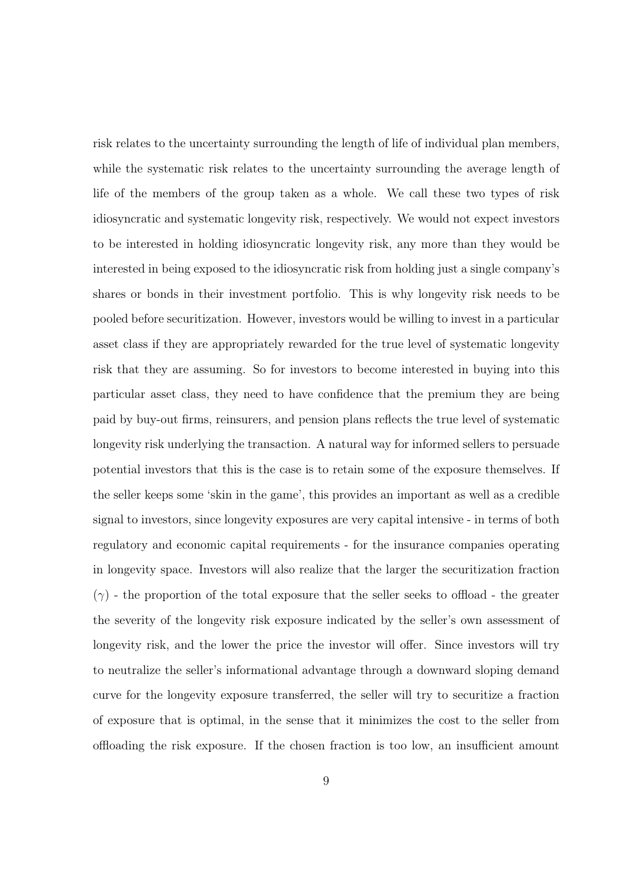risk relates to the uncertainty surrounding the length of life of individual plan members, while the systematic risk relates to the uncertainty surrounding the average length of life of the members of the group taken as a whole. We call these two types of risk idiosyncratic and systematic longevity risk, respectively. We would not expect investors to be interested in holding idiosyncratic longevity risk, any more than they would be interested in being exposed to the idiosyncratic risk from holding just a single company's shares or bonds in their investment portfolio. This is why longevity risk needs to be pooled before securitization. However, investors would be willing to invest in a particular asset class if they are appropriately rewarded for the true level of systematic longevity risk that they are assuming. So for investors to become interested in buying into this particular asset class, they need to have confidence that the premium they are being paid by buy-out firms, reinsurers, and pension plans reflects the true level of systematic longevity risk underlying the transaction. A natural way for informed sellers to persuade potential investors that this is the case is to retain some of the exposure themselves. If the seller keeps some 'skin in the game', this provides an important as well as a credible signal to investors, since longevity exposures are very capital intensive - in terms of both regulatory and economic capital requirements - for the insurance companies operating in longevity space. Investors will also realize that the larger the securitization fraction ($\gamma$) - the proportion of the total exposure that the seller seeks to offload - the greater the severity of the longevity risk exposure indicated by the seller's own assessment of longevity risk, and the lower the price the investor will offer. Since investors will try to neutralize the seller's informational advantage through a downward sloping demand curve for the longevity exposure transferred, the seller will try to securitize a fraction of exposure that is optimal, in the sense that it minimizes the cost to the seller from offloading the risk exposure. If the chosen fraction is too low, an insufficient amount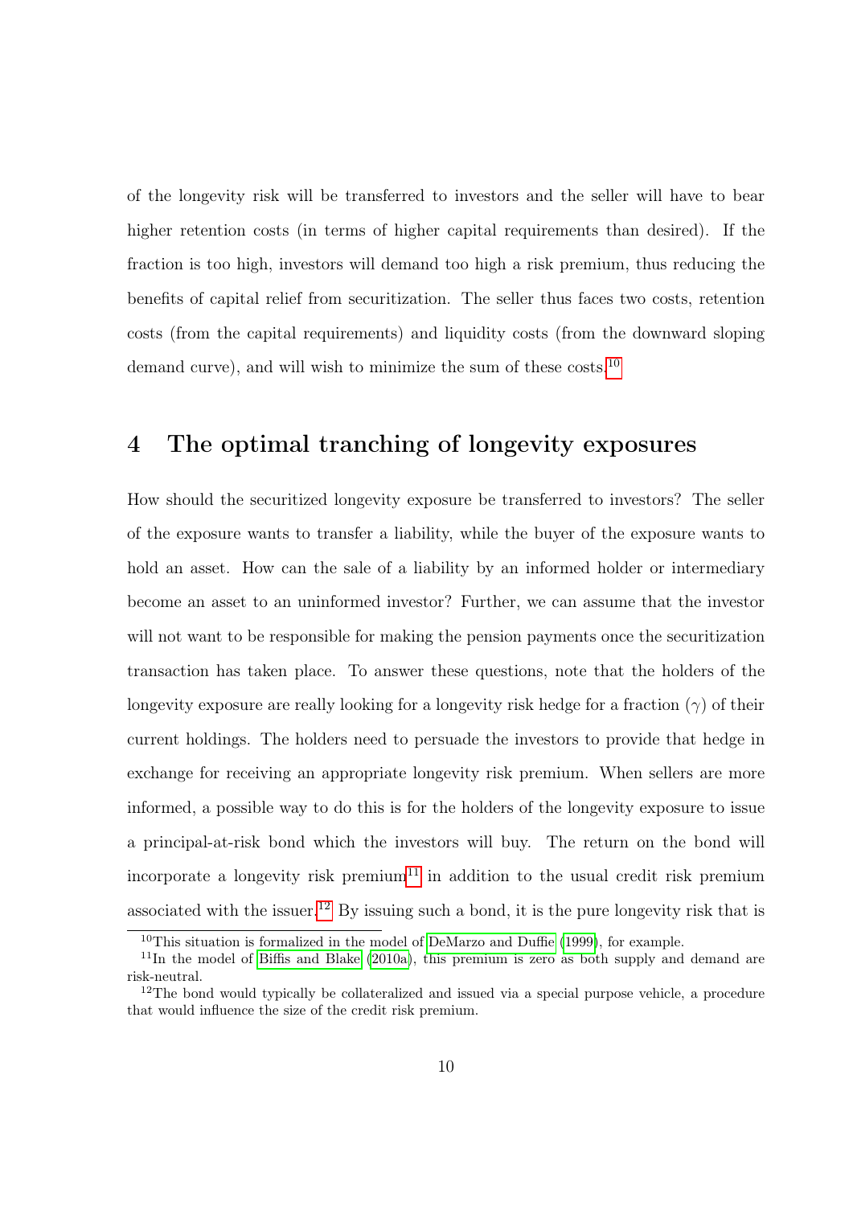of the longevity risk will be transferred to investors and the seller will have to bear higher retention costs (in terms of higher capital requirements than desired). If the fraction is too high, investors will demand too high a risk premium, thus reducing the benefits of capital relief from securitization. The seller thus faces two costs, retention costs (from the capital requirements) and liquidity costs (from the downward sloping demand curve), and will wish to minimize the sum of these costs.[10]

# 4 The optimal tranching of longevity exposures

How should the securitized longevity exposure be transferred to investors? The seller of the exposure wants to transfer a liability, while the buyer of the exposure wants to hold an asset. How can the sale of a liability by an informed holder or intermediary become an asset to an uninformed investor? Further, we can assume that the investor will not want to be responsible for making the pension payments once the securitization transaction has taken place. To answer these questions, note that the holders of the longevity exposure are really looking for a longevity risk hedge for a fraction ($\gamma$) of their current holdings. The holders need to persuade the investors to provide that hedge in exchange for receiving an appropriate longevity risk premium. When sellers are more informed, a possible way to do this is for the holders of the longevity exposure to issue a principal-at-risk bond which the investors will buy. The return on the bond will incorporate a longevity risk premium[11] in addition to the usual credit risk premium associated with the issuer.[12] By issuing such a bond, it is the pure longevity risk that is

[10]This situation is formalized in the model of DeMarzo and Duffie (1999), for example.

[11]In the model of Biffis and Blake (2010a), this premium is zero as both supply and demand are risk-neutral.

[12]The bond would typically be collateralized and issued via a special purpose vehicle, a procedure that would influence the size of the credit risk premium.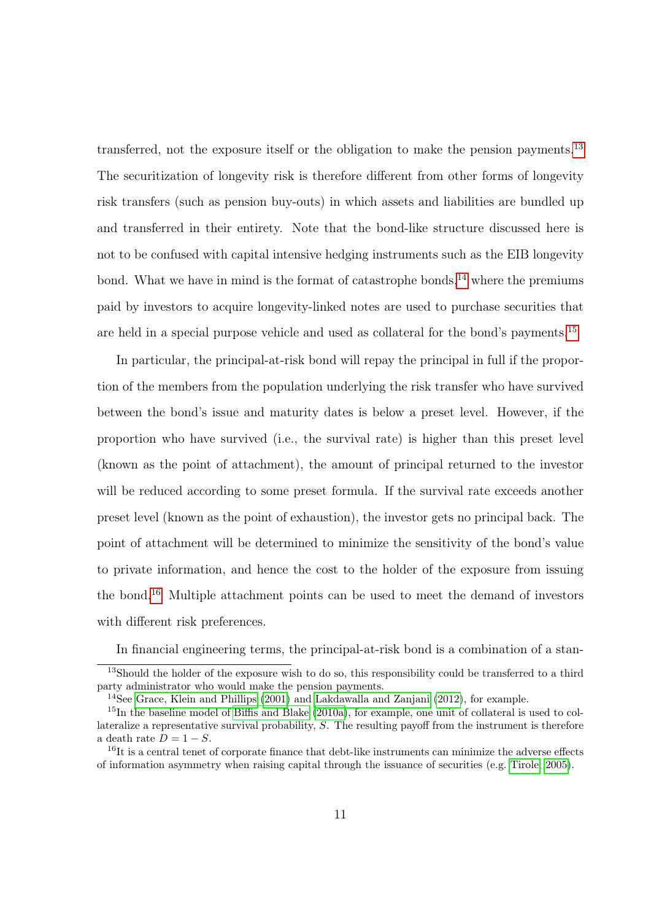transferred, not the exposure itself or the obligation to make the pension payments.[13] The securitization of longevity risk is therefore different from other forms of longevity risk transfers (such as pension buy-outs) in which assets and liabilities are bundled up and transferred in their entirety. Note that the bond-like structure discussed here is not to be confused with capital intensive hedging instruments such as the EIB longevity bond. What we have in mind is the format of catastrophe bonds,[14] where the premiums paid by investors to acquire longevity-linked notes are used to purchase securities that are held in a special purpose vehicle and used as collateral for the bond's payments.[15]

In particular, the principal-at-risk bond will repay the principal in full if the proportion of the members from the population underlying the risk transfer who have survived between the bond's issue and maturity dates is below a preset level. However, if the proportion who have survived (i.e., the survival rate) is higher than this preset level (known as the point of attachment), the amount of principal returned to the investor will be reduced according to some preset formula. If the survival rate exceeds another preset level (known as the point of exhaustion), the investor gets no principal back. The point of attachment will be determined to minimize the sensitivity of the bond's value to private information, and hence the cost to the holder of the exposure from issuing the bond.[16] Multiple attachment points can be used to meet the demand of investors with different risk preferences.

In financial engineering terms, the principal-at-risk bond is a combination of a stan-

---

[13] Should the holder of the exposure wish to do so, this responsibility could be transferred to a third party administrator who would make the pension payments.

[14] See Grace, Klein and Phillips (2001) and Lakdawalla and Zanjani (2012), for example.

[15] In the baseline model of Biffis and Blake (2010a), for example, one unit of collateral is used to collateralize a representative survival probability, $S$. The resulting payoff from the instrument is therefore a death rate $D = 1 - S$.

[16] It is a central tenet of corporate finance that debt-like instruments can minimize the adverse effects of information asymmetry when raising capital through the issuance of securities (e.g. Tirole, 2005).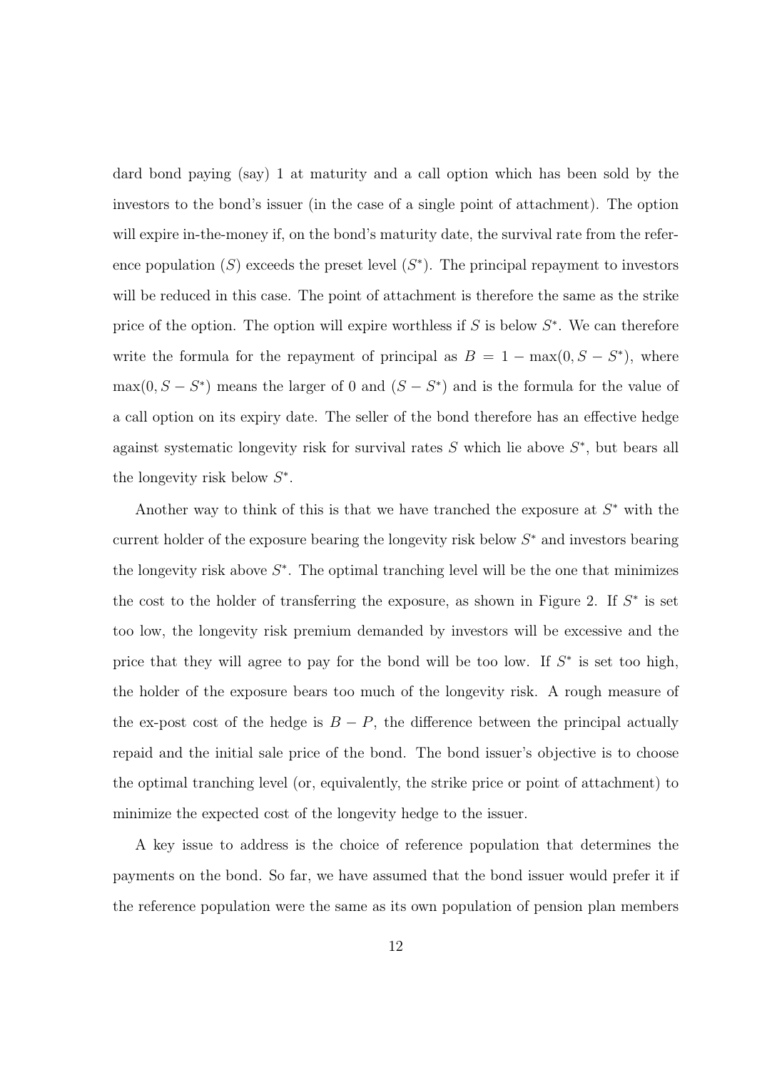dard bond paying (say) 1 at maturity and a call option which has been sold by the investors to the bond's issuer (in the case of a single point of attachment). The option will expire in-the-money if, on the bond's maturity date, the survival rate from the reference population ($S$) exceeds the preset level ($S^*$). The principal repayment to investors will be reduced in this case. The point of attachment is therefore the same as the strike price of the option. The option will expire worthless if $S$ is below $S^*$. We can therefore write the formula for the repayment of principal as $B = 1 - \max(0, S - S^*)$, where $\max(0, S - S^*)$ means the larger of 0 and $(S - S^*)$ and is the formula for the value of a call option on its expiry date. The seller of the bond therefore has an effective hedge against systematic longevity risk for survival rates $S$ which lie above $S^*$, but bears all the longevity risk below $S^*$.

Another way to think of this is that we have tranched the exposure at $S^*$ with the current holder of the exposure bearing the longevity risk below $S^*$ and investors bearing the longevity risk above $S^*$. The optimal tranching level will be the one that minimizes the cost to the holder of transferring the exposure, as shown in Figure 2. If $S^*$ is set too low, the longevity risk premium demanded by investors will be excessive and the price that they will agree to pay for the bond will be too low. If $S^*$ is set too high, the holder of the exposure bears too much of the longevity risk. A rough measure of the ex-post cost of the hedge is $B - P$, the difference between the principal actually repaid and the initial sale price of the bond. The bond issuer's objective is to choose the optimal tranching level (or, equivalently, the strike price or point of attachment) to minimize the expected cost of the longevity hedge to the issuer.

A key issue to address is the choice of reference population that determines the payments on the bond. So far, we have assumed that the bond issuer would prefer it if the reference population were the same as its own population of pension plan members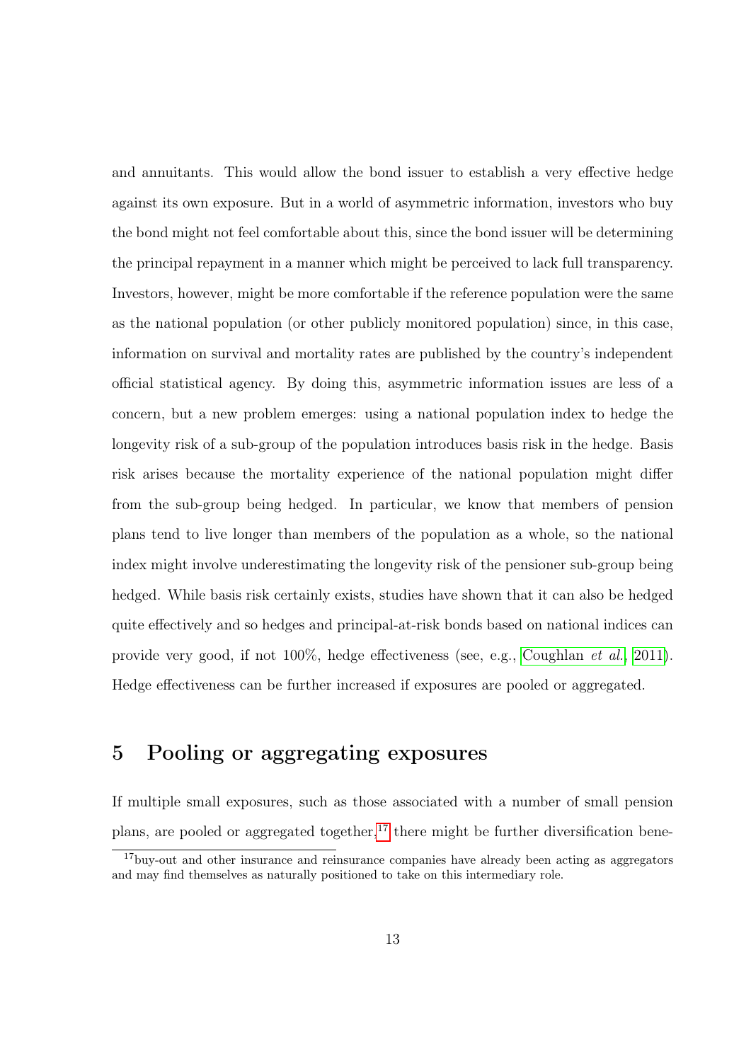and annuitants. This would allow the bond issuer to establish a very effective hedge against its own exposure. But in a world of asymmetric information, investors who buy the bond might not feel comfortable about this, since the bond issuer will be determining the principal repayment in a manner which might be perceived to lack full transparency. Investors, however, might be more comfortable if the reference population were the same as the national population (or other publicly monitored population) since, in this case, information on survival and mortality rates are published by the country's independent official statistical agency. By doing this, asymmetric information issues are less of a concern, but a new problem emerges: using a national population index to hedge the longevity risk of a sub-group of the population introduces basis risk in the hedge. Basis risk arises because the mortality experience of the national population might differ from the sub-group being hedged. In particular, we know that members of pension plans tend to live longer than members of the population as a whole, so the national index might involve underestimating the longevity risk of the pensioner sub-group being hedged. While basis risk certainly exists, studies have shown that it can also be hedged quite effectively and so hedges and principal-at-risk bonds based on national indices can provide very good, if not 100%, hedge effectiveness (see, e.g., Coughlan *et al.*, 2011). Hedge effectiveness can be further increased if exposures are pooled or aggregated.

## 5 Pooling or aggregating exposures

If multiple small exposures, such as those associated with a number of small pension plans, are pooled or aggregated together,[17] there might be further diversification bene-

[17] buy-out and other insurance and reinsurance companies have already been acting as aggregators and may find themselves as naturally positioned to take on this intermediary role.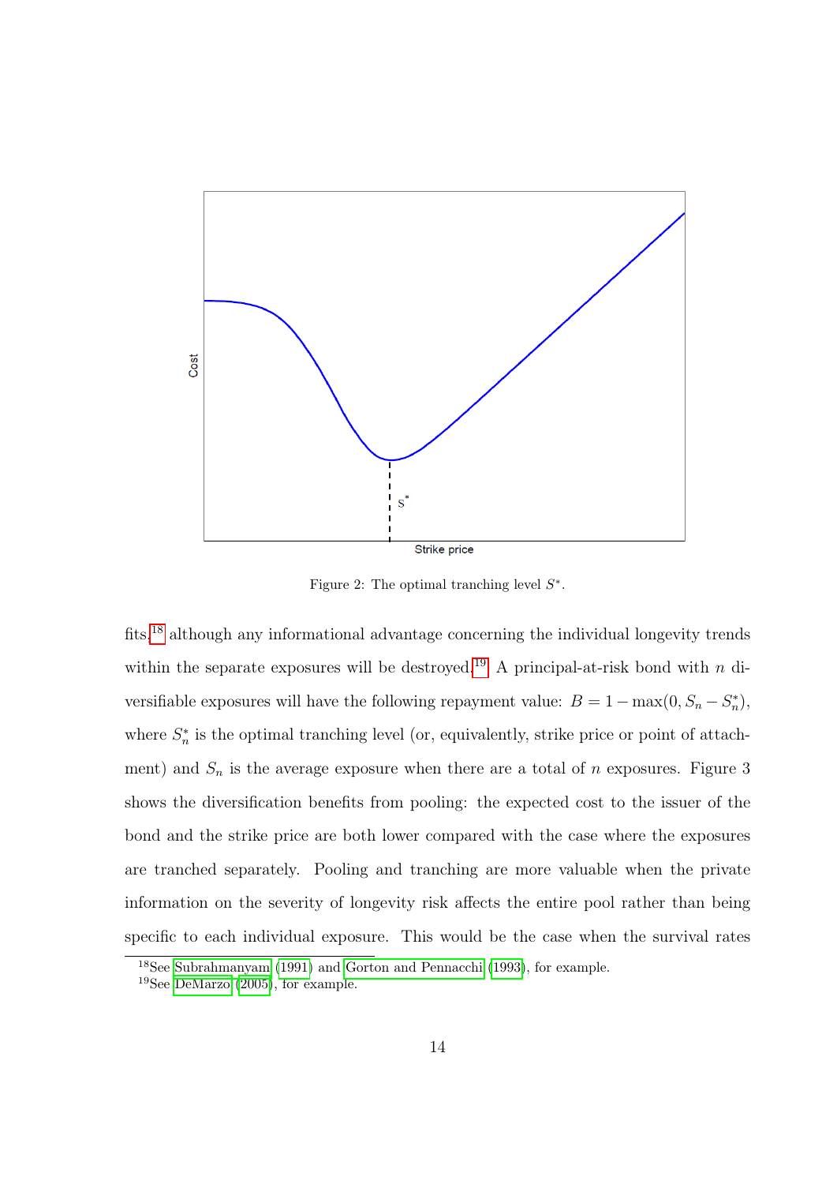Figure 2: The optimal tranching level $S^*$.

fits,[18] although any informational advantage concerning the individual longevity trends within the separate exposures will be destroyed.[19] A principal-at-risk bond with $n$ diversifiable exposures will have the following repayment value: $B = 1 - \max(0, S_n - S_n^*)$, where $S_n^*$ is the optimal tranching level (or, equivalently, strike price or point of attachment) and $S_n$ is the average exposure when there are a total of $n$ exposures. Figure 3 shows the diversification benefits from pooling: the expected cost to the issuer of the bond and the strike price are both lower compared with the case where the exposures are tranched separately. Pooling and tranching are more valuable when the private information on the severity of longevity risk affects the entire pool rather than being specific to each individual exposure. This would be the case when the survival rates

[18] See Subrahmanyam (1991) and Gorton and Pennacchi (1993), for example.

[19] See DeMarzo (2005), for example.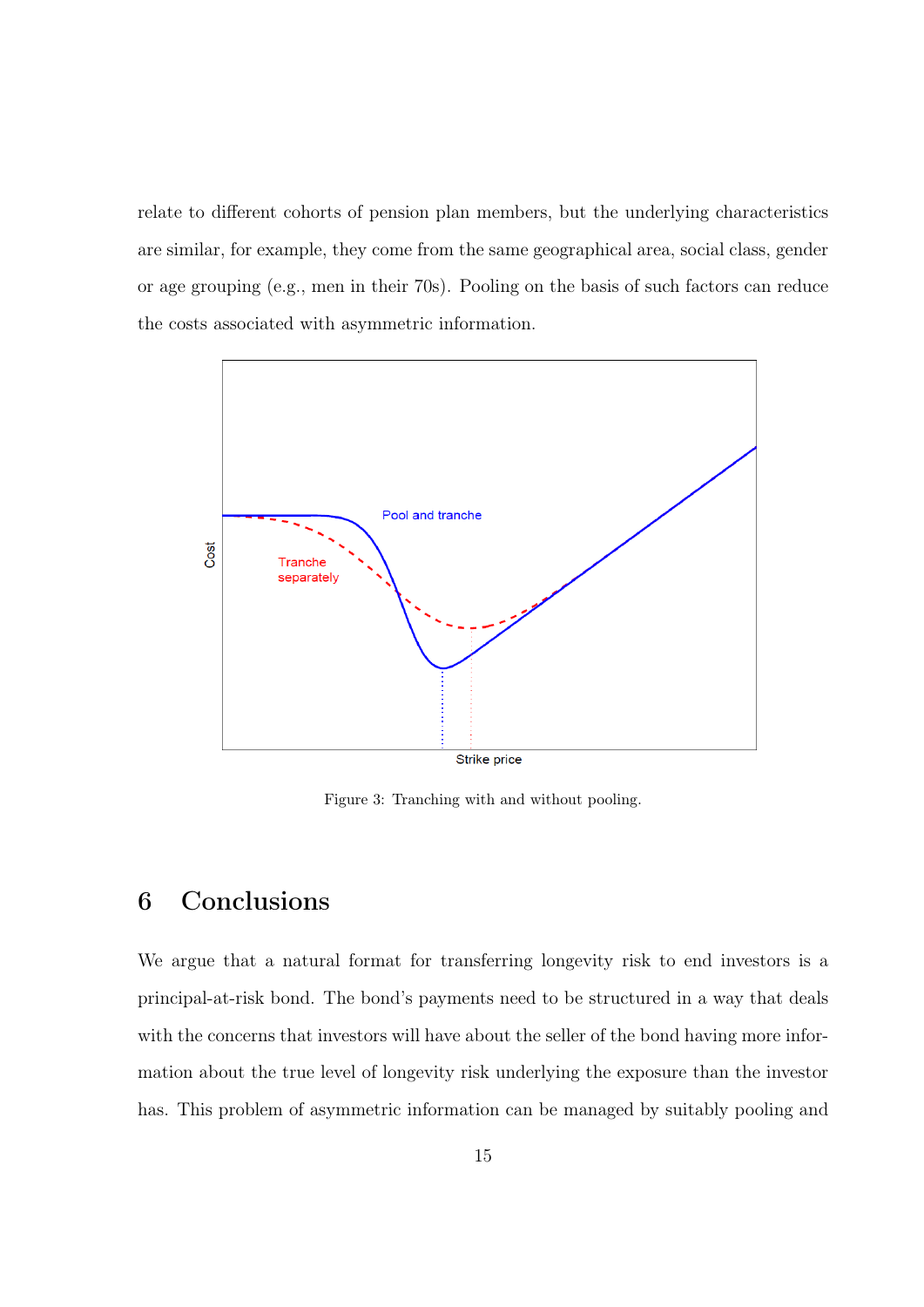relate to different cohorts of pension plan members, but the underlying characteristics are similar, for example, they come from the same geographical area, social class, gender or age grouping (e.g., men in their 70s). Pooling on the basis of such factors can reduce the costs associated with asymmetric information.

Figure 3: Tranching with and without pooling.

# 6 Conclusions

We argue that a natural format for transferring longevity risk to end investors is a principal-at-risk bond. The bond's payments need to be structured in a way that deals with the concerns that investors will have about the seller of the bond having more information about the true level of longevity risk underlying the exposure than the investor has. This problem of asymmetric information can be managed by suitably pooling and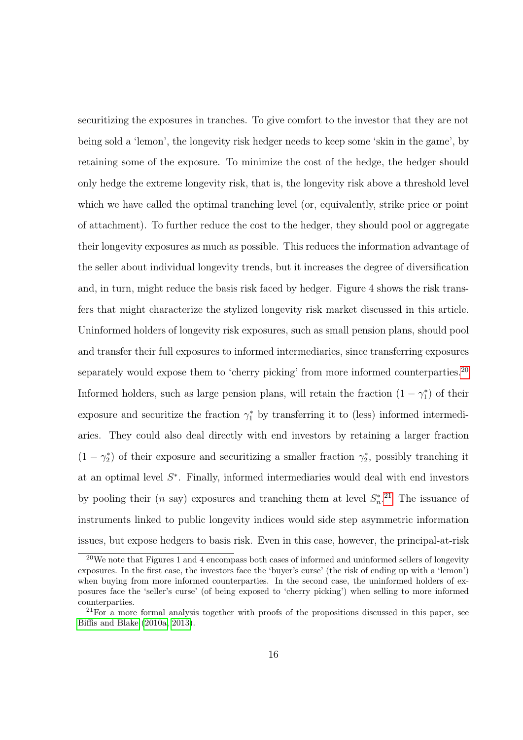securitizing the exposures in tranches. To give comfort to the investor that they are not being sold a 'lemon', the longevity risk hedger needs to keep some 'skin in the game', by retaining some of the exposure. To minimize the cost of the hedge, the hedger should only hedge the extreme longevity risk, that is, the longevity risk above a threshold level which we have called the optimal tranching level (or, equivalently, strike price or point of attachment). To further reduce the cost to the hedger, they should pool or aggregate their longevity exposures as much as possible. This reduces the information advantage of the seller about individual longevity trends, but it increases the degree of diversification and, in turn, might reduce the basis risk faced by hedger. Figure 4 shows the risk transfers that might characterize the stylized longevity risk market discussed in this article. Uninformed holders of longevity risk exposures, such as small pension plans, should pool and transfer their full exposures to informed intermediaries, since transferring exposures separately would expose them to 'cherry picking' from more informed counterparties.[20] Informed holders, such as large pension plans, will retain the fraction $(1 - \gamma_1^*)$ of their exposure and securitize the fraction $\gamma_1^*$ by transferring it to (less) informed intermediaries. They could also deal directly with end investors by retaining a larger fraction $(1 - \gamma_2^*)$ of their exposure and securitizing a smaller fraction $\gamma_2^*$, possibly tranching it at an optimal level $S^*$. Finally, informed intermediaries would deal with end investors by pooling their ($n$ say) exposures and tranching them at level $S_n^*$.[21] The issuance of instruments linked to public longevity indices would side step asymmetric information issues, but expose hedgers to basis risk. Even in this case, however, the principal-at-risk

[20] We note that Figures 1 and 4 encompass both cases of informed and uninformed sellers of longevity exposures. In the first case, the investors face the 'buyer's curse' (the risk of ending up with a 'lemon') when buying from more informed counterparties. In the second case, the uninformed holders of exposures face the 'seller's curse' (of being exposed to 'cherry picking') when selling to more informed counterparties.

[21] For a more formal analysis together with proofs of the propositions discussed in this paper, see Biffis and Blake (2010a, 2013).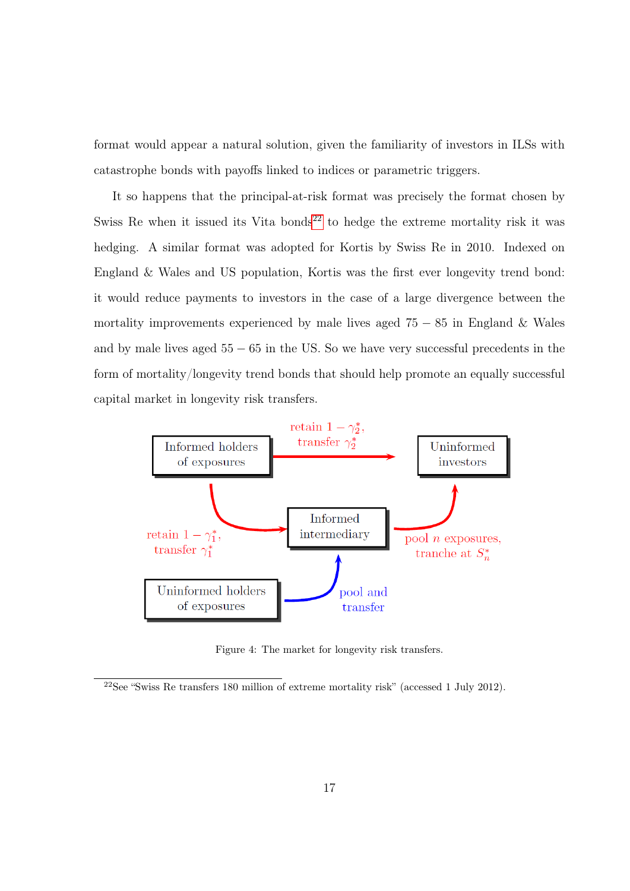format would appear a natural solution, given the familiarity of investors in ILSs with catastrophe bonds with payoffs linked to indices or parametric triggers.

It so happens that the principal-at-risk format was precisely the format chosen by Swiss Re when it issued its Vita bonds[22] to hedge the extreme mortality risk it was hedging. A similar format was adopted for Kortis by Swiss Re in 2010. Indexed on England & Wales and US population, Kortis was the first ever longevity trend bond: it would reduce payments to investors in the case of a large divergence between the mortality improvements experienced by male lives aged $75-85$ in England & Wales and by male lives aged $55-65$ in the US. So we have very successful precedents in the form of mortality/longevity trend bonds that should help promote an equally successful capital market in longevity risk transfers.

Figure 4: The market for longevity risk transfers.

[22] See "Swiss Re transfers 180 million of extreme mortality risk" (accessed 1 July 2012).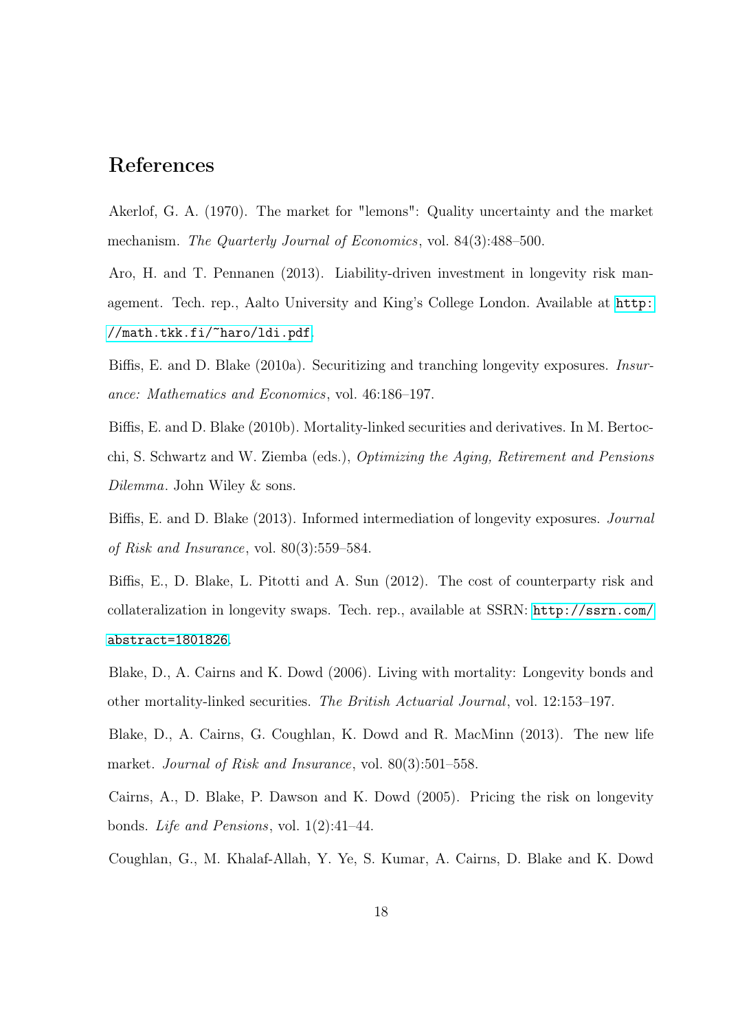## References

Akerlof, G. A. (1970). The market for "lemons": Quality uncertainty and the market mechanism. *The Quarterly Journal of Economics*, vol. 84(3):488–500.

Aro, H. and T. Pennanen (2013). Liability-driven investment in longevity risk management. Tech. rep., Aalto University and King's College London. Available at http://math.tkk.fi/~haro/ldi.pdf.

Biffis, E. and D. Blake (2010a). Securitizing and tranching longevity exposures. *Insurance: Mathematics and Economics*, vol. 46:186–197.

Biffis, E. and D. Blake (2010b). Mortality-linked securities and derivatives. In M. Bertocchi, S. Schwartz and W. Ziemba (eds.), *Optimizing the Aging, Retirement and Pensions Dilemma*. John Wiley & sons.

Biffis, E. and D. Blake (2013). Informed intermediation of longevity exposures. *Journal of Risk and Insurance*, vol. 80(3):559–584.

Biffis, E., D. Blake, L. Pitotti and A. Sun (2012). The cost of counterparty risk and collateralization in longevity swaps. Tech. rep., available at SSRN: http://ssrn.com/abstract=1801826.

Blake, D., A. Cairns and K. Dowd (2006). Living with mortality: Longevity bonds and other mortality-linked securities. *The British Actuarial Journal*, vol. 12:153–197.

Blake, D., A. Cairns, G. Coughlan, K. Dowd and R. MacMinn (2013). The new life market. *Journal of Risk and Insurance*, vol. 80(3):501–558.

Cairns, A., D. Blake, P. Dawson and K. Dowd (2005). Pricing the risk on longevity bonds. *Life and Pensions*, vol. 1(2):41–44.

Coughlan, G., M. Khalaf-Allah, Y. Ye, S. Kumar, A. Cairns, D. Blake and K. Dowd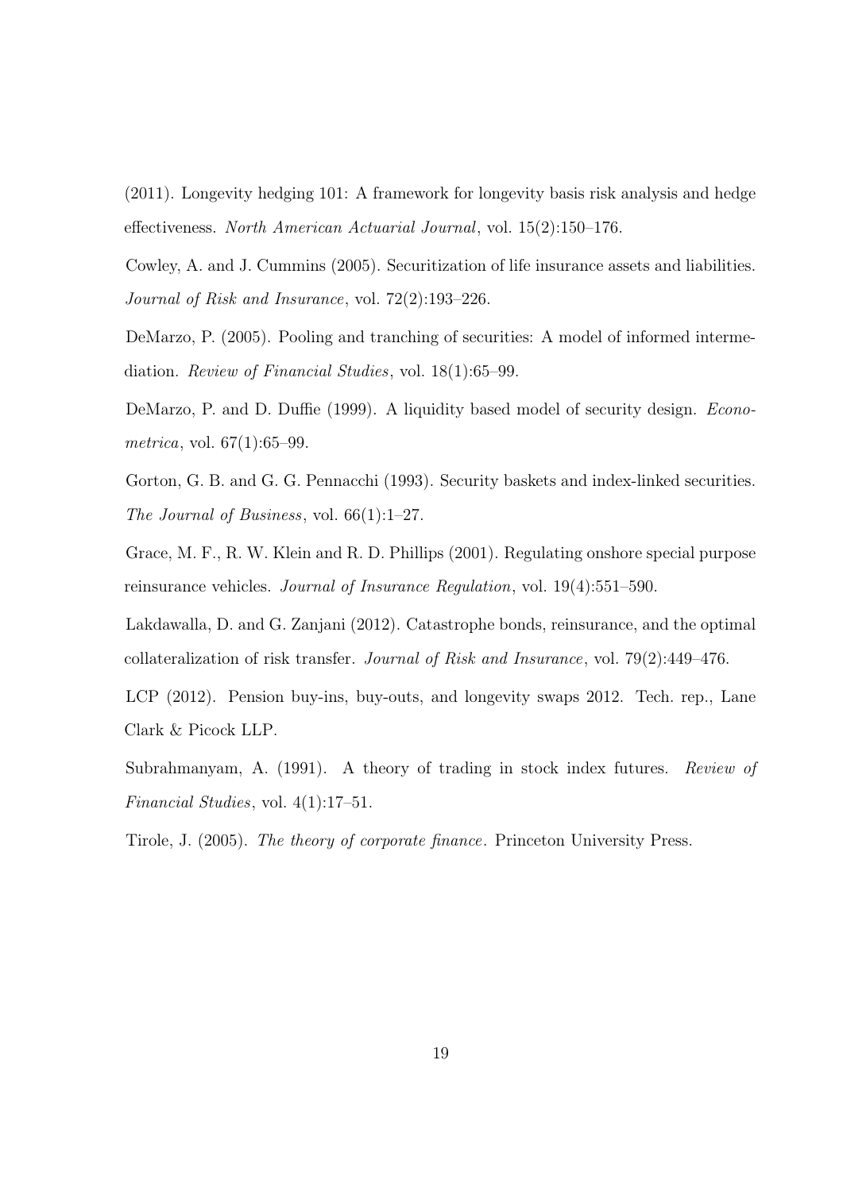(2011). Longevity hedging 101: A framework for longevity basis risk analysis and hedge effectiveness. *North American Actuarial Journal*, vol. 15(2):150–176.

Cowley, A. and J. Cummins (2005). Securitization of life insurance assets and liabilities. *Journal of Risk and Insurance*, vol. 72(2):193–226.

DeMarzo, P. (2005). Pooling and tranching of securities: A model of informed intermediation. *Review of Financial Studies*, vol. 18(1):65–99.

DeMarzo, P. and D. Duffie (1999). A liquidity based model of security design. *Econometrica*, vol. 67(1):65–99.

Gorton, G. B. and G. G. Pennacchi (1993). Security baskets and index-linked securities. *The Journal of Business*, vol. 66(1):1–27.

Grace, M. F., R. W. Klein and R. D. Phillips (2001). Regulating onshore special purpose reinsurance vehicles. *Journal of Insurance Regulation*, vol. 19(4):551–590.

Lakdawalla, D. and G. Zanjani (2012). Catastrophe bonds, reinsurance, and the optimal collateralization of risk transfer. *Journal of Risk and Insurance*, vol. 79(2):449–476.

LCP (2012). Pension buy-ins, buy-outs, and longevity swaps 2012. Tech. rep., Lane Clark & Picock LLP.

Subrahmanyam, A. (1991). A theory of trading in stock index futures. *Review of Financial Studies*, vol. 4(1):17–51.

Tirole, J. (2005). *The theory of corporate finance*. Princeton University Press.